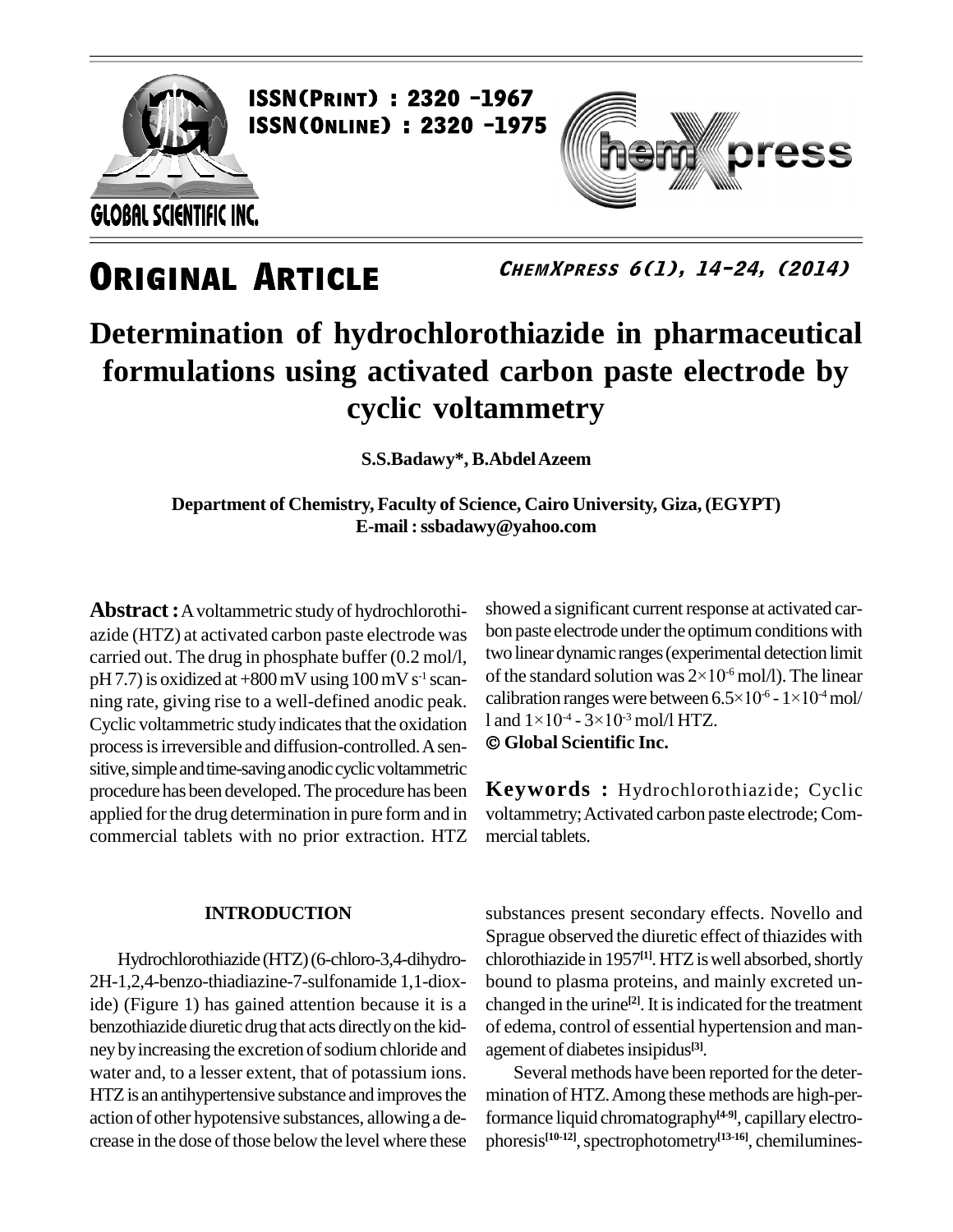ISSN(PRINT) : 2320 -1967
ISSN(ONLINE) : 2320 -1975

GLOBAL SCIENTIFIC INC.

ChemXpress

# ORIGINAL ARTICLE

# Determination of hydrochlorothiazide in pharmaceutical formulations using activated carbon paste electrode by cyclic voltammetry

**S.S.Badawy\*, B.Abdel Azeem**

**Department of Chemistry, Faculty of Science, Cairo University, Giza, (EGYPT)**
**E-mail : ssbadawy@yahoo.com**

**Abstract :** A voltammetric study of hydrochlorothiazide (HTZ) at activated carbon paste electrode was carried out. The drug in phosphate buffer (0.2 mol/l, pH 7.7) is oxidized at +800 mV using 100 mV $s^{-1}$ scanning rate, giving rise to a well-defined anodic peak. Cyclic voltammetric study indicates that the oxidation process is irreversible and diffusion-controlled. A sensitive, simple and time-saving anodic cyclic voltammetric procedure has been developed. The procedure has been applied for the drug determination in pure form and in commercial tablets with no prior extraction. HTZ showed a significant current response at activated carbon paste electrode under the optimum conditions with two linear dynamic ranges (experimental detection limit of the standard solution was $2\times10^{-6}$ mol/l). The linear calibration ranges were between $6.5\times10^{-6}$ - $1\times10^{-4}$ mol/l and $1\times10^{-4}$ - $3\times10^{-3}$ mol/l HTZ.
**© Global Scientific Inc.**

**Keywords :** Hydrochlorothiazide; Cyclic voltammetry; Activated carbon paste electrode; Commercial tablets.

## INTRODUCTION

Hydrochlorothiazide (HTZ) (6-chloro-3,4-dihydro-2H-1,2,4-benzo-thiadiazine-7-sulfonamide 1,1-dioxide) (Figure 1) has gained attention because it is a benzothiazide diuretic drug that acts directly on the kidney by increasing the excretion of sodium chloride and water and, to a lesser extent, that of potassium ions. HTZ is an antihypertensive substance and improves the action of other hypotensive substances, allowing a decrease in the dose of those below the level where these substances present secondary effects. Novello and Sprague observed the diuretic effect of thiazides with chlorothiazide in 1957[1]. HTZ is well absorbed, shortly bound to plasma proteins, and mainly excreted unchanged in the urine[2]. It is indicated for the treatment of edema, control of essential hypertension and management of diabetes insipidus[3].

Several methods have been reported for the determination of HTZ. Among these methods are high-performance liquid chromatography[4-9], capillary electrophoresis[10-12], spectrophotometry[13-16], chemilumines-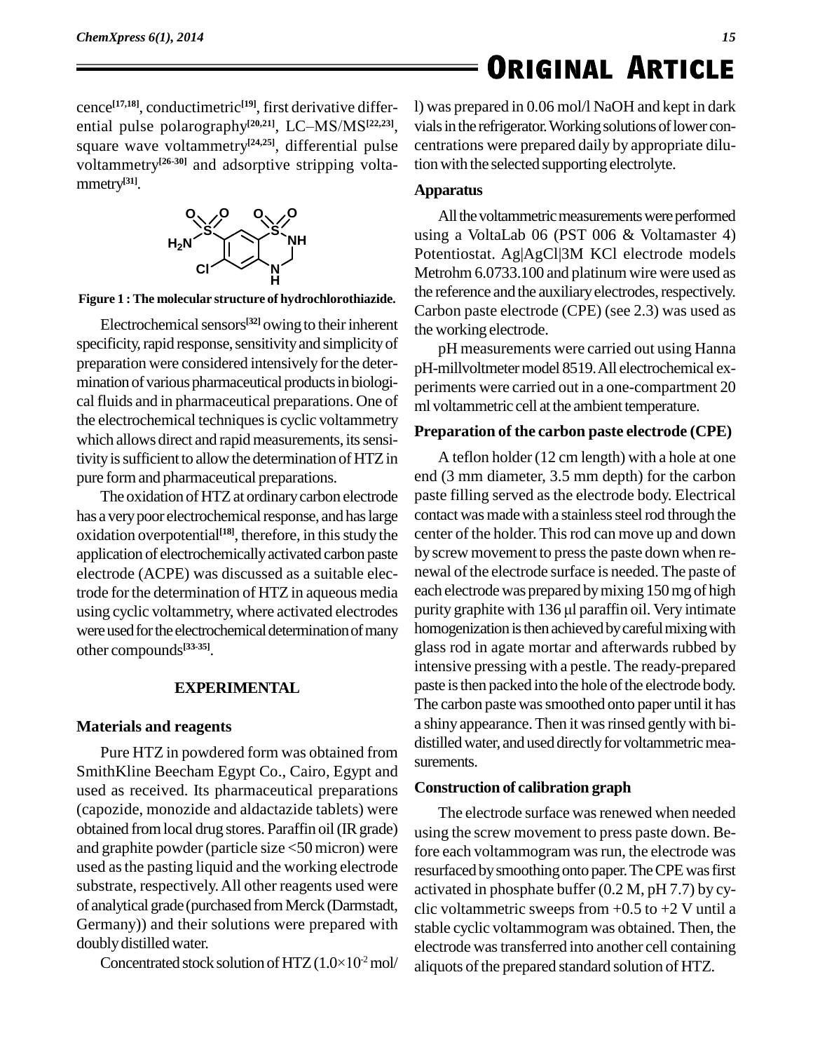cence[17,18], conductimetric[19], first derivative differential pulse polarography[20,21], LC–MS/MS[22,23], square wave voltammetry[24,25], differential pulse voltammetry[26-30] and adsorptive stripping voltammetry[31].

Figure 1 : The molecular structure of hydrochlorothiazide.

Electrochemical sensors[32] owing to their inherent specificity, rapid response, sensitivity and simplicity of preparation were considered intensively for the determination of various pharmaceutical products in biological fluids and in pharmaceutical preparations. One of the electrochemical techniques is cyclic voltammetry which allows direct and rapid measurements, its sensitivity is sufficient to allow the determination of HTZ in pure form and pharmaceutical preparations.

The oxidation of HTZ at ordinary carbon electrode has a very poor electrochemical response, and has large oxidation overpotential[18], therefore, in this study the application of electrochemically activated carbon paste electrode (ACPE) was discussed as a suitable electrode for the determination of HTZ in aqueous media using cyclic voltammetry, where activated electrodes were used for the electrochemical determination of many other compounds[33-35].

## EXPERIMENTAL

### Materials and reagents

Pure HTZ in powdered form was obtained from SmithKline Beecham Egypt Co., Cairo, Egypt and used as received. Its pharmaceutical preparations (capozide, monozide and aldactazide tablets) were obtained from local drug stores. Paraffin oil (IR grade) and graphite powder (particle size <50 micron) were used as the pasting liquid and the working electrode substrate, respectively. All other reagents used were of analytical grade (purchased from Merck (Darmstadt, Germany)) and their solutions were prepared with doubly distilled water.

Concentrated stock solution of HTZ ($1.0\times10^{-2}$ mol/l) was prepared in 0.06 mol/l NaOH and kept in dark vials in the refrigerator. Working solutions of lower concentrations were prepared daily by appropriate dilution with the selected supporting electrolyte.

### Apparatus

All the voltammetric measurements were performed using a VoltaLab 06 (PST 006 & Voltamaster 4) Potentiostat. Ag|AgCl|3M KCl electrode models Metrohm 6.0733.100 and platinum wire were used as the reference and the auxiliary electrodes, respectively. Carbon paste electrode (CPE) (see 2.3) was used as the working electrode.

pH measurements were carried out using Hanna pH-millvoltmeter model 8519. All electrochemical experiments were carried out in a one-compartment 20 ml voltammetric cell at the ambient temperature.

### Preparation of the carbon paste electrode (CPE)

A teflon holder (12 cm length) with a hole at one end (3 mm diameter, 3.5 mm depth) for the carbon paste filling served as the electrode body. Electrical contact was made with a stainless steel rod through the center of the holder. This rod can move up and down by screw movement to press the paste down when renewal of the electrode surface is needed. The paste of each electrode was prepared by mixing 150 mg of high purity graphite with 136 µl paraffin oil. Very intimate homogenization is then achieved by careful mixing with glass rod in agate mortar and afterwards rubbed by intensive pressing with a pestle. The ready-prepared paste is then packed into the hole of the electrode body. The carbon paste was smoothed onto paper until it has a shiny appearance. Then it was rinsed gently with bi-distilled water, and used directly for voltammetric measurements.

### Construction of calibration graph

The electrode surface was renewed when needed using the screw movement to press paste down. Before each voltammogram was run, the electrode was resurfaced by smoothing onto paper. The CPE was first activated in phosphate buffer (0.2 M, pH 7.7) by cyclic voltammetric sweeps from +0.5 to +2 V until a stable cyclic voltammogram was obtained. Then, the electrode was transferred into another cell containing aliquots of the prepared standard solution of HTZ.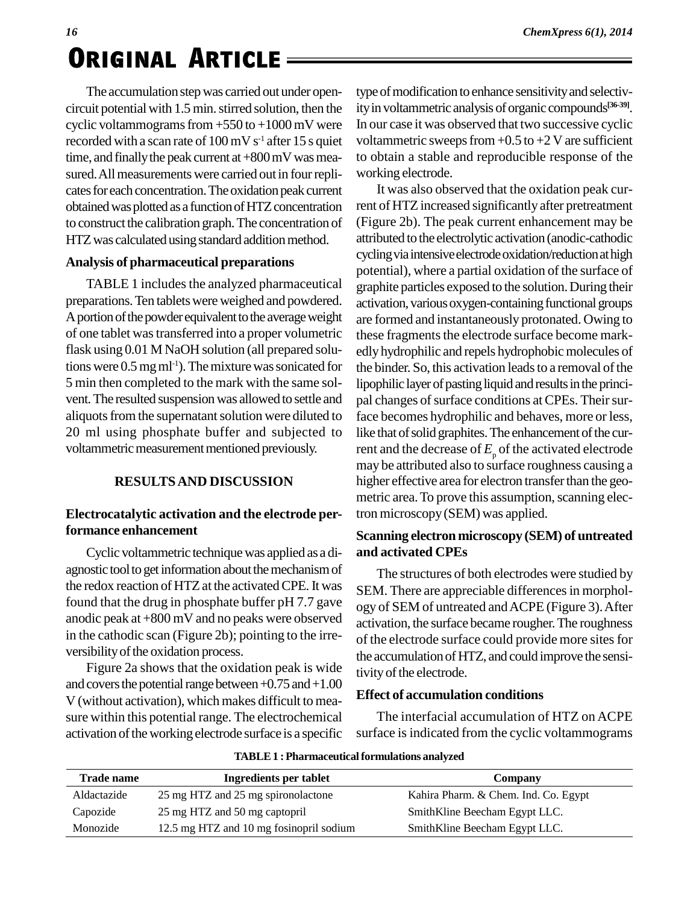The accumulation step was carried out under open-circuit potential with 1.5 min. stirred solution, then the cyclic voltammograms from +550 to +1000 mV were recorded with a scan rate of 100 mV $s^{-1}$ after 15 s quiet time, and finally the peak current at +800 mV was measured. All measurements were carried out in four replicates for each concentration. The oxidation peak current obtained was plotted as a function of HTZ concentration to construct the calibration graph. The concentration of HTZ was calculated using standard addition method.

### Analysis of pharmaceutical preparations

TABLE 1 includes the analyzed pharmaceutical preparations. Ten tablets were weighed and powdered. A portion of the powder equivalent to the average weight of one tablet was transferred into a proper volumetric flask using 0.01 M NaOH solution (all prepared solutions were 0.5 mg $ml^{-1}$). The mixture was sonicated for 5 min then completed to the mark with the same solvent. The resulted suspension was allowed to settle and aliquots from the supernatant solution were diluted to 20 ml using phosphate buffer and subjected to voltammetric measurement mentioned previously.

## RESULTS AND DISCUSSION

### Electrocatalytic activation and the electrode performance enhancement

Cyclic voltammetric technique was applied as a diagnostic tool to get information about the mechanism of the redox reaction of HTZ at the activated CPE. It was found that the drug in phosphate buffer pH 7.7 gave anodic peak at +800 mV and no peaks were observed in the cathodic scan (Figure 2b); pointing to the irreversibility of the oxidation process.

Figure 2a shows that the oxidation peak is wide and covers the potential range between +0.75 and +1.00 V (without activation), which makes difficult to measure within this potential range. The electrochemical activation of the working electrode surface is a specific type of modification to enhance sensitivity and selectivity in voltammetric analysis of organic compounds[36-39]. In our case it was observed that two successive cyclic voltammetric sweeps from +0.5 to +2 V are sufficient to obtain a stable and reproducible response of the working electrode.

It was also observed that the oxidation peak current of HTZ increased significantly after pretreatment (Figure 2b). The peak current enhancement may be attributed to the electrolytic activation (anodic-cathodic cycling via intensive electrode oxidation/reduction at high potential), where a partial oxidation of the surface of graphite particles exposed to the solution. During their activation, various oxygen-containing functional groups are formed and instantaneously protonated. Owing to these fragments the electrode surface become markedly hydrophilic and repels hydrophobic molecules of the binder. So, this activation leads to a removal of the lipophilic layer of pasting liquid and results in the principal changes of surface conditions at CPEs. Their surface becomes hydrophilic and behaves, more or less, like that of solid graphites. The enhancement of the current and the decrease of $E_p$ of the activated electrode may be attributed also to surface roughness causing a higher effective area for electron transfer than the geometric area. To prove this assumption, scanning electron microscopy (SEM) was applied.

### Scanning electron microscopy (SEM) of untreated and activated CPEs

The structures of both electrodes were studied by SEM. There are appreciable differences in morphology of SEM of untreated and ACPE (Figure 3). After activation, the surface became rougher. The roughness of the electrode surface could provide more sites for the accumulation of HTZ, and could improve the sensitivity of the electrode.

### Effect of accumulation conditions

The interfacial accumulation of HTZ on ACPE surface is indicated from the cyclic voltammograms

**TABLE 1 : Pharmaceutical formulations analyzed**

| Trade name | Ingredients per tablet | Company |
|---|---|---|
| Aldactazide | 25 mg HTZ and 25 mg spironolactone | Kahira Pharm. & Chem. Ind. Co. Egypt |
| Capozide | 25 mg HTZ and 50 mg captopril | SmithKline Beecham Egypt LLC. |
| Monozide | 12.5 mg HTZ and 10 mg fosinopril sodium | SmithKline Beecham Egypt LLC. |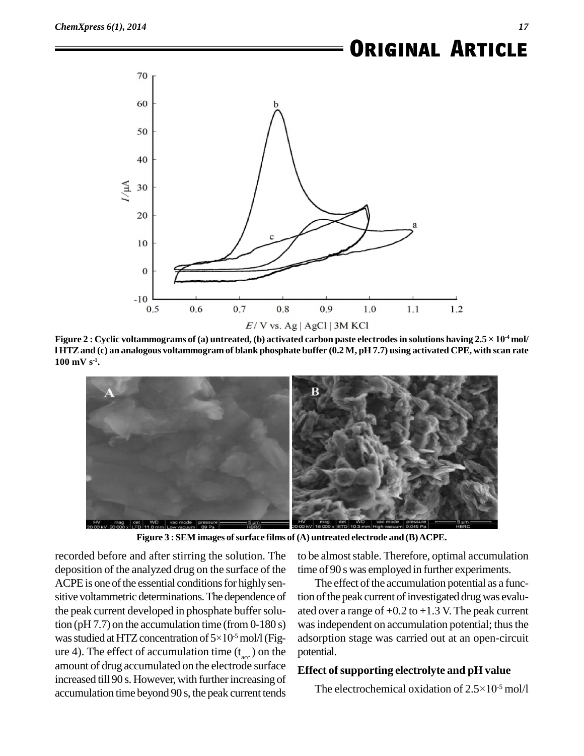**Figure 2 : Cyclic voltammograms of (a) untreated, (b) activated carbon paste electrodes in solutions having $2.5 \times 10^{-4}$ mol/l HTZ and (c) an analogous voltammogram of blank phosphate buffer (0.2 M, pH 7.7) using activated CPE, with scan rate 100 mV $s^{-1}$.**

**Figure 3 : SEM images of surface films of (A) untreated electrode and (B) ACPE.**

recorded before and after stirring the solution. The deposition of the analyzed drug on the surface of the ACPE is one of the essential conditions for highly sensitive voltammetric determinations. The dependence of the peak current developed in phosphate buffer solution (pH 7.7) on the accumulation time (from 0-180 s) was studied at HTZ concentration of $5 \times 10^{-5}$ mol/l (Figure 4). The effect of accumulation time ($t_{acc.}$) on the amount of drug accumulated on the electrode surface increased till 90 s. However, with further increasing of accumulation time beyond 90 s, the peak current tends to be almost stable. Therefore, optimal accumulation time of 90 s was employed in further experiments.

The effect of the accumulation potential as a function of the peak current of investigated drug was evaluated over a range of +0.2 to +1.3 V. The peak current was independent on accumulation potential; thus the adsorption stage was carried out at an open-circuit potential.

### Effect of supporting electrolyte and pH value

The electrochemical oxidation of $2.5 \times 10^{-5}$ mol/l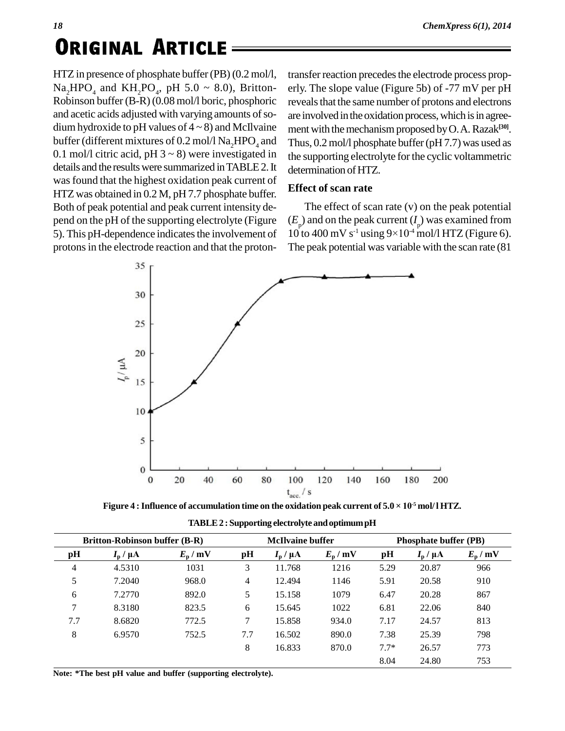HTZ in presence of phosphate buffer (PB) (0.2 mol/l, $Na_2HPO_4$ and $KH_2PO_4$, pH 5.0 ~ 8.0), Britton-Robinson buffer (B-R) (0.08 mol/l boric, phosphoric and acetic acids adjusted with varying amounts of sodium hydroxide to pH values of 4 ~ 8) and McIlvaine buffer (different mixtures of 0.2 mol/l $Na_2HPO_4$ and 0.1 mol/l citric acid, pH 3 ~ 8) were investigated in details and the results were summarized in TABLE 2. It was found that the highest oxidation peak current of HTZ was obtained in 0.2 M, pH 7.7 phosphate buffer. Both of peak potential and peak current intensity depend on the pH of the supporting electrolyte (Figure 5). This pH-dependence indicates the involvement of protons in the electrode reaction and that the proton-transfer reaction precedes the electrode process properly. The slope value (Figure 5b) of -77 mV per pH reveals that the same number of protons and electrons are involved in the oxidation process, which is in agreement with the mechanism proposed by O. A. Razak[30]. Thus, 0.2 mol/l phosphate buffer (pH 7.7) was used as the supporting electrolyte for the cyclic voltammetric determination of HTZ.

### Effect of scan rate

The effect of scan rate (v) on the peak potential ($E_p$) and on the peak current ($I_p$) was examined from 10 to 400 mV $s^{-1}$ using $9\times10^{-4}$ mol/l HTZ (Figure 6). The peak potential was variable with the scan rate (81

**Figure 4 : Influence of accumulation time on the oxidation peak current of $5.0 \times 10^{-5}$ mol/l HTZ.**

**TABLE 2 : Supporting electrolyte and optimum pH**

| Britton-Robinson buffer (B-R) | | | McIlvaine buffer | | | Phosphate buffer (PB) | | |
|---|---|---|---|---|---|---|---|---|
| pH | $I_p$ / µA | $E_p$ / mV | pH | $I_p$ / µA | $E_p$ / mV | pH | $I_p$ / µA | $E_p$ / mV |
| 4 | 4.5310 | 1031 | 3 | 11.768 | 1216 | 5.29 | 20.87 | 966 |
| 5 | 7.2040 | 968.0 | 4 | 12.494 | 1146 | 5.91 | 20.58 | 910 |
| 6 | 7.2770 | 892.0 | 5 | 15.158 | 1079 | 6.47 | 20.28 | 867 |
| 7 | 8.3180 | 823.5 | 6 | 15.645 | 1022 | 6.81 | 22.06 | 840 |
| 7.7 | 8.6820 | 772.5 | 7 | 15.858 | 934.0 | 7.17 | 24.57 | 813 |
| 8 | 6.9570 | 752.5 | 7.7 | 16.502 | 890.0 | 7.38 | 25.39 | 798 |
| | | | 8 | 16.833 | 870.0 | 7.7* | 26.57 | 773 |
| | | | | | | 8.04 | 24.80 | 753 |

**Note: *The best pH value and buffer (supporting electrolyte).**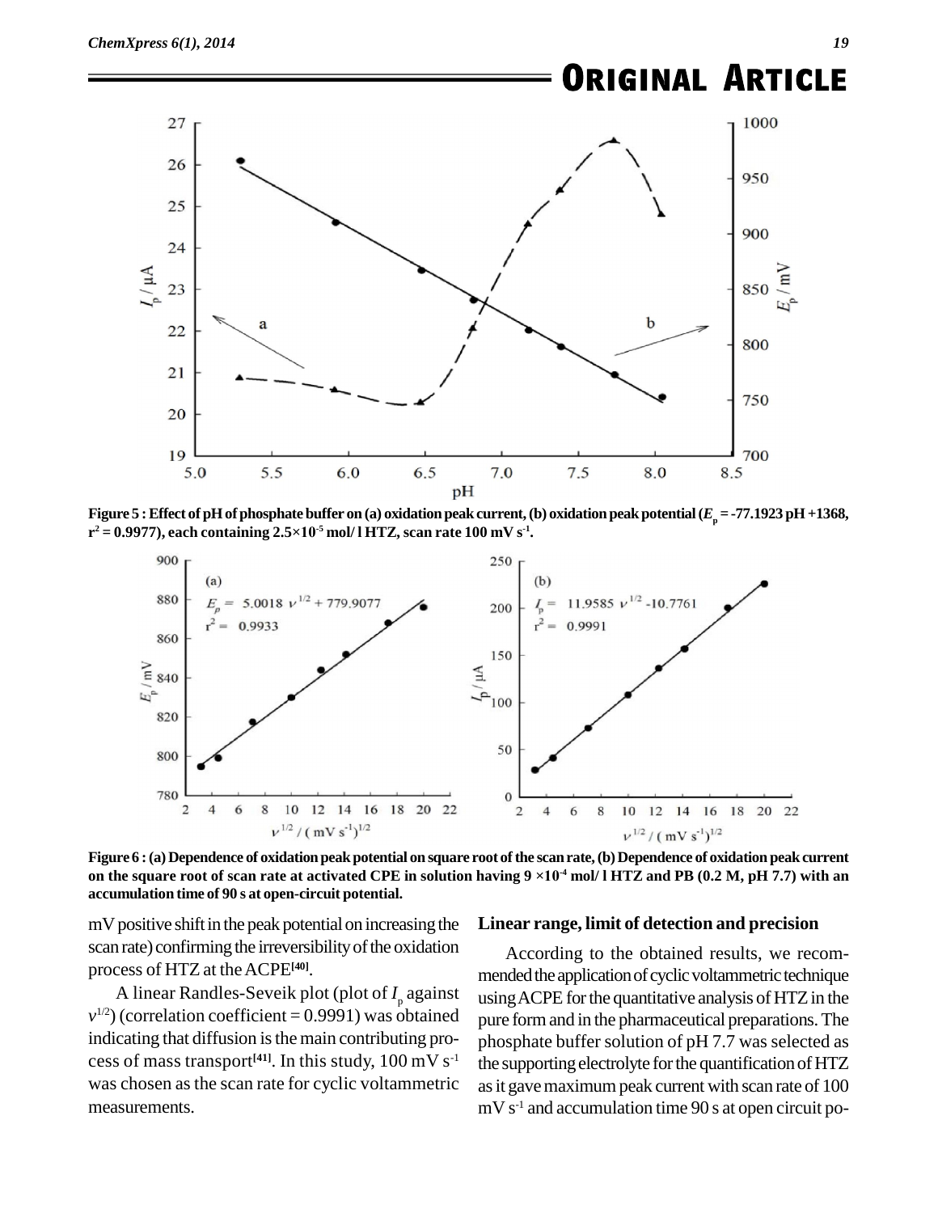Figure 5 : Effect of pH of phosphate buffer on (a) oxidation peak current, (b) oxidation peak potential ($E_p$ = -77.1923 pH +1368, $r^2$ = 0.9977), each containing $2.5 \times 10^{-5}$ mol/ l HTZ, scan rate 100 mV $s^{-1}$.

Figure 6 : (a) Dependence of oxidation peak potential on square root of the scan rate, (b) Dependence of oxidation peak current on the square root of scan rate at activated CPE in solution having $9 \times 10^{-4}$ mol/ l HTZ and PB (0.2 M, pH 7.7) with an accumulation time of 90 s at open-circuit potential.

mV positive shift in the peak potential on increasing the scan rate) confirming the irreversibility of the oxidation process of HTZ at the ACPE[40].

A linear Randles-Seveik plot (plot of $I_p$ against $v^{1/2}$) (correlation coefficient = 0.9991) was obtained indicating that diffusion is the main contributing process of mass transport[41]. In this study, 100 mV $s^{-1}$ was chosen as the scan rate for cyclic voltammetric measurements.

## Linear range, limit of detection and precision

According to the obtained results, we recommended the application of cyclic voltammetric technique using ACPE for the quantitative analysis of HTZ in the pure form and in the pharmaceutical preparations. The phosphate buffer solution of pH 7.7 was selected as the supporting electrolyte for the quantification of HTZ as it gave maximum peak current with scan rate of 100 mV $s^{-1}$ and accumulation time 90 s at open circuit po-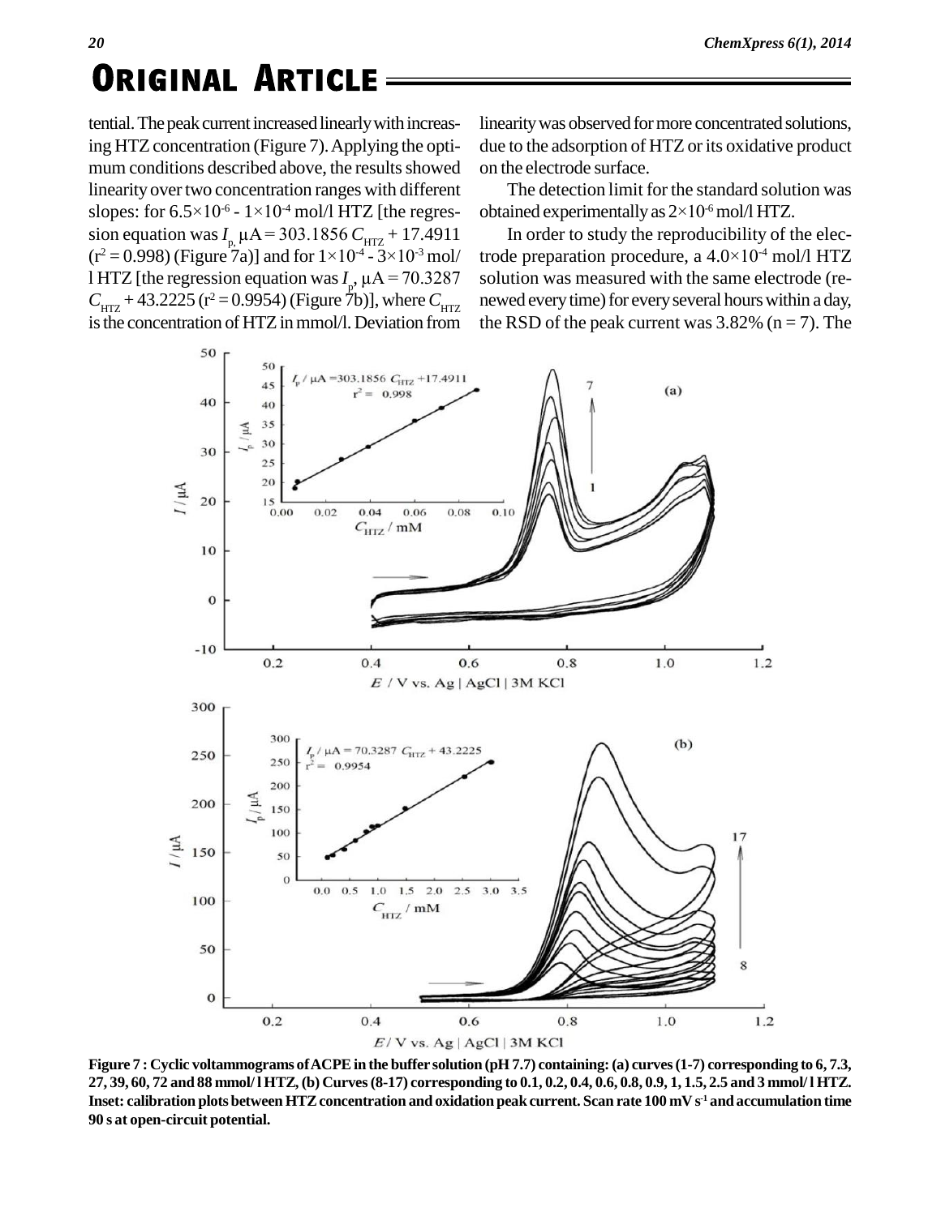tential. The peak current increased linearly with increasing HTZ concentration (Figure 7). Applying the optimum conditions described above, the results showed linearity over two concentration ranges with different slopes: for $6.5\times10^{-6}$ - $1\times10^{-4}$ mol/l HTZ [the regression equation was $I_p$, μA = 303.1856 $C_{HTZ}$ + 17.4911 ($r^2 = 0.998$) (Figure 7a)] and for $1\times10^{-4}$ - $3\times10^{-3}$ mol/l HTZ [the regression equation was $I_p$, μA = 70.3287 $C_{HTZ}$ + 43.2225 ($r^2 = 0.9954$) (Figure 7b)], where $C_{HTZ}$ is the concentration of HTZ in mmol/l. Deviation from linearity was observed for more concentrated solutions, due to the adsorption of HTZ or its oxidative product on the electrode surface.

The detection limit for the standard solution was obtained experimentally as $2\times10^{-6}$ mol/l HTZ.

In order to study the reproducibility of the electrode preparation procedure, a $4.0\times10^{-4}$ mol/l HTZ solution was measured with the same electrode (renewed every time) for every several hours within a day, the RSD of the peak current was 3.82% (n = 7). The

**Figure 7 : Cyclic voltammograms of ACPE in the buffer solution (pH 7.7) containing: (a) curves (1-7) corresponding to 6, 7.3, 27, 39, 60, 72 and 88 mmol/l HTZ, (b) Curves (8-17) corresponding to 0.1, 0.2, 0.4, 0.6, 0.8, 0.9, 1, 1.5, 2.5 and 3 mmol/l HTZ. Inset: calibration plots between HTZ concentration and oxidation peak current. Scan rate 100 mV s$^{-1}$ and accumulation time 90 s at open-circuit potential.**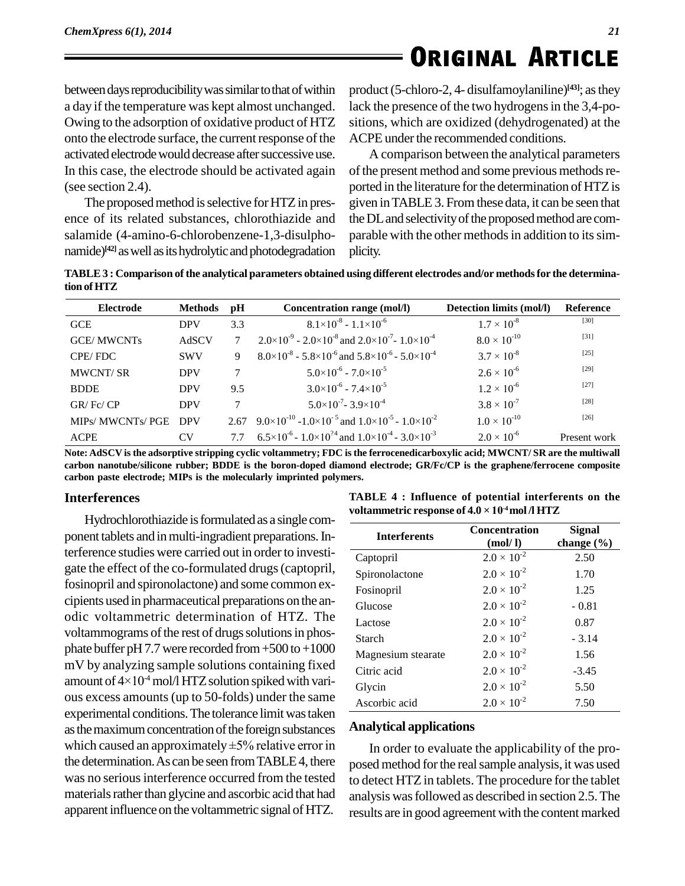between days reproducibility was similar to that of within a day if the temperature was kept almost unchanged. Owing to the adsorption of oxidative product of HTZ onto the electrode surface, the current response of the activated electrode would decrease after successive use. In this case, the electrode should be activated again (see section 2.4).

The proposed method is selective for HTZ in presence of its related substances, chlorothiazide and salamide (4-amino-6-chlorobenzene-1,3-disulphonamide)[42] as well as its hydrolytic and photodegradation product (5-chloro-2, 4- disulfamoylaniline)[43]; as they lack the presence of the two hydrogens in the 3,4-positions, which are oxidized (dehydrogenated) at the ACPE under the recommended conditions.

A comparison between the analytical parameters of the present method and some previous methods reported in the literature for the determination of HTZ is given in TABLE 3. From these data, it can be seen that the DL and selectivity of the proposed method are comparable with the other methods in addition to its simplicity.

**TABLE 3 : Comparison of the analytical parameters obtained using different electrodes and/or methods for the determination of HTZ**

| Electrode | Methods | pH | Concentration range (mol/l) | Detection limits (mol/l) | Reference |
|---|---|---|---|---|---|
| GCE | DPV | 3.3 | $8.1\times10^{-8}$ - $1.1\times10^{-6}$ | $1.7 \times 10^{-8}$ | [30] |
| GCE/ MWCNTs | AdSCV | 7 | $2.0\times10^{-9}$ - $2.0\times10^{-8}$ and $2.0\times10^{-7}$ - $1.0\times10^{-4}$ | $8.0 \times 10^{-10}$ | [31] |
| CPE/ FDC | SWV | 9 | $8.0\times10^{-8}$ - $5.8\times10^{-6}$ and $5.8\times10^{-6}$ - $5.0\times10^{-4}$ | $3.7 \times 10^{-8}$ | [25] |
| MWCNT/ SR | DPV | 7 | $5.0\times10^{-6}$ - $7.0\times10^{-5}$ | $2.6 \times 10^{-6}$ | [29] |
| BDDE | DPV | 9.5 | $3.0\times10^{-6}$ - $7.4\times10^{-5}$ | $1.2 \times 10^{-6}$ | [27] |
| GR/ Fc/ CP | DPV | 7 | $5.0\times10^{-7}$ - $3.9\times10^{-4}$ | $3.8 \times 10^{-7}$ | [28] |
| MIPs/ MWCNTs/ PGE | DPV | 2.67 | $9.0\times10^{-10}$ - $1.0\times10^{-5}$ and $1.0\times10^{-5}$ - $1.0\times10^{-2}$ | $1.0 \times 10^{-10}$ | [26] |
| ACPE | CV | 7.7 | $6.5\times10^{-6}$ - $1.0\times10^{?4}$ and $1.0\times10^{-4}$ - $3.0\times10^{-3}$ | $2.0 \times 10^{-6}$ | Present work |

**Note: AdSCV is the adsorptive stripping cyclic voltammetry; FDC is the ferrocenedicarboxylic acid; MWCNT/ SR are the multiwall carbon nanotube/silicone rubber; BDDE is the boron-doped diamond electrode; GR/Fc/CP is the graphene/ferrocene composite carbon paste electrode; MIPs is the molecularly imprinted polymers.**

## Interferences

Hydrochlorothiazide is formulated as a single component tablets and in multi-ingradient preparations. Interference studies were carried out in order to investigate the effect of the co-formulated drugs (captopril, fosinopril and spironolactone) and some common excipients used in pharmaceutical preparations on the anodic voltammetric determination of HTZ. The voltammograms of the rest of drugs solutions in phosphate buffer pH 7.7 were recorded from +500 to +1000 mV by analyzing sample solutions containing fixed amount of $4\times10^{-4}$ mol/l HTZ solution spiked with various excess amounts (up to 50-folds) under the same experimental conditions. The tolerance limit was taken as the maximum concentration of the foreign substances which caused an approximately ±5% relative error in the determination. As can be seen from TABLE 4, there was no serious interference occurred from the tested materials rather than glycine and ascorbic acid that had apparent influence on the voltammetric signal of HTZ.

**TABLE 4 : Influence of potential interferents on the voltammetric response of $4.0 \times 10^{-4}$ mol /l HTZ**

| Interferents | Concentration (mol/ l) | Signal change (%) |
|---|---|---|
| Captopril | $2.0 \times 10^{-2}$ | 2.50 |
| Spironolactone | $2.0 \times 10^{-2}$ | 1.70 |
| Fosinopril | $2.0 \times 10^{-2}$ | 1.25 |
| Glucose | $2.0 \times 10^{-2}$ | - 0.81 |
| Lactose | $2.0 \times 10^{-2}$ | 0.87 |
| Starch | $2.0 \times 10^{-2}$ | - 3.14 |
| Magnesium stearate | $2.0 \times 10^{-2}$ | 1.56 |
| Citric acid | $2.0 \times 10^{-2}$ | -3.45 |
| Glycin | $2.0 \times 10^{-2}$ | 5.50 |
| Ascorbic acid | $2.0 \times 10^{-2}$ | 7.50 |

## Analytical applications

In order to evaluate the applicability of the proposed method for the real sample analysis, it was used to detect HTZ in tablets. The procedure for the tablet analysis was followed as described in section 2.5. The results are in good agreement with the content marked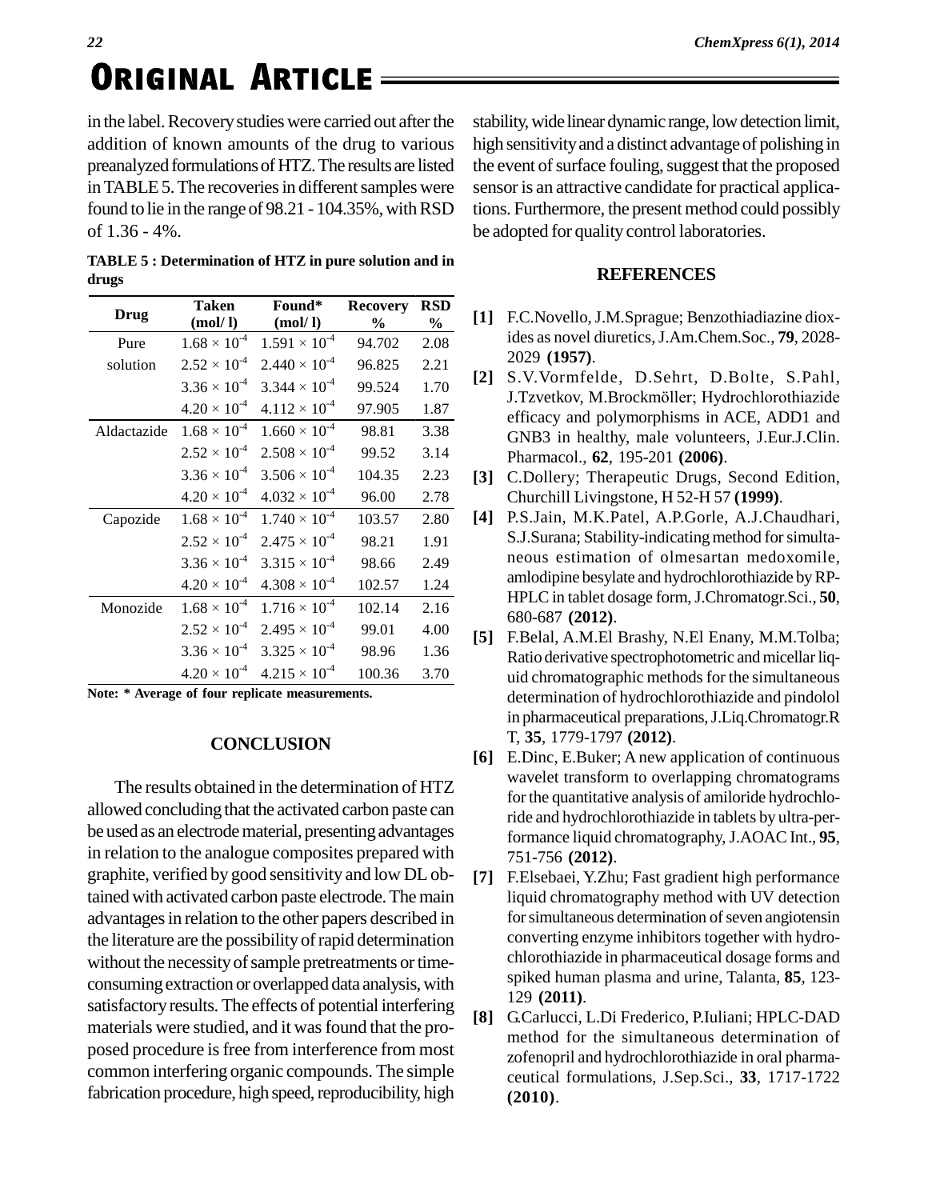in the label. Recovery studies were carried out after the addition of known amounts of the drug to various preanalyzed formulations of HTZ. The results are listed in TABLE 5. The recoveries in different samples were found to lie in the range of 98.21 - 104.35%, with RSD of 1.36 - 4%.

**TABLE 5 : Determination of HTZ in pure solution and in drugs**

| Drug | Taken (mol/ l) | Found* (mol/ l) | Recovery % | RSD % |
|---|---|---|---|---|
| Pure solution | $1.68 \times 10^{-4}$ | $1.591 \times 10^{-4}$ | 94.702 | 2.08 |
| | $2.52 \times 10^{-4}$ | $2.440 \times 10^{-4}$ | 96.825 | 2.21 |
| | $3.36 \times 10^{-4}$ | $3.344 \times 10^{-4}$ | 99.524 | 1.70 |
| | $4.20 \times 10^{-4}$ | $4.112 \times 10^{-4}$ | 97.905 | 1.87 |
| Aldactazide | $1.68 \times 10^{-4}$ | $1.660 \times 10^{-4}$ | 98.81 | 3.38 |
| | $2.52 \times 10^{-4}$ | $2.508 \times 10^{-4}$ | 99.52 | 3.14 |
| | $3.36 \times 10^{-4}$ | $3.506 \times 10^{-4}$ | 104.35 | 2.23 |
| | $4.20 \times 10^{-4}$ | $4.032 \times 10^{-4}$ | 96.00 | 2.78 |
| Capozide | $1.68 \times 10^{-4}$ | $1.740 \times 10^{-4}$ | 103.57 | 2.80 |
| | $2.52 \times 10^{-4}$ | $2.475 \times 10^{-4}$ | 98.21 | 1.91 |
| | $3.36 \times 10^{-4}$ | $3.315 \times 10^{-4}$ | 98.66 | 2.49 |
| | $4.20 \times 10^{-4}$ | $4.308 \times 10^{-4}$ | 102.57 | 1.24 |
| Monozide | $1.68 \times 10^{-4}$ | $1.716 \times 10^{-4}$ | 102.14 | 2.16 |
| | $2.52 \times 10^{-4}$ | $2.495 \times 10^{-4}$ | 99.01 | 4.00 |
| | $3.36 \times 10^{-4}$ | $3.325 \times 10^{-4}$ | 98.96 | 1.36 |
| | $4.20 \times 10^{-4}$ | $4.215 \times 10^{-4}$ | 100.36 | 3.70 |

**Note: * Average of four replicate measurements.**

## CONCLUSION

The results obtained in the determination of HTZ allowed concluding that the activated carbon paste can be used as an electrode material, presenting advantages in relation to the analogue composites prepared with graphite, verified by good sensitivity and low DL obtained with activated carbon paste electrode. The main advantages in relation to the other papers described in the literature are the possibility of rapid determination without the necessity of sample pretreatments or time-consuming extraction or overlapped data analysis, with satisfactory results. The effects of potential interfering materials were studied, and it was found that the proposed procedure is free from interference from most common interfering organic compounds. The simple fabrication procedure, high speed, reproducibility, high stability, wide linear dynamic range, low detection limit, high sensitivity and a distinct advantage of polishing in the event of surface fouling, suggest that the proposed sensor is an attractive candidate for practical applications. Furthermore, the present method could possibly be adopted for quality control laboratories.

## REFERENCES

**[1]** F.C.Novello, J.M.Sprague; Benzothiadiazine dioxides as novel diuretics, J.Am.Chem.Soc., **79**, 2028-2029 **(1957)**.

**[2]** S.V.Vormfelde, D.Sehrt, D.Bolte, S.Pahl, J.Tzvetkov, M.Brockmöller; Hydrochlorothiazide efficacy and polymorphisms in ACE, ADD1 and GNB3 in healthy, male volunteers, J.Eur.J.Clin. Pharmacol., **62**, 195-201 **(2006)**.

**[3]** C.Dollery; Therapeutic Drugs, Second Edition, Churchill Livingstone, H 52-H 57 **(1999)**.

**[4]** P.S.Jain, M.K.Patel, A.P.Gorle, A.J.Chaudhari, S.J.Surana; Stability-indicating method for simultaneous estimation of olmesartan medoxomile, amlodipine besylate and hydrochlorothiazide by RP-HPLC in tablet dosage form, J.Chromatogr.Sci., **50**, 680-687 **(2012)**.

**[5]** F.Belal, A.M.El Brashy, N.El Enany, M.M.Tolba; Ratio derivative spectrophotometric and micellar liquid chromatographic methods for the simultaneous determination of hydrochlorothiazide and pindolol in pharmaceutical preparations, J.Liq.Chromatogr.R T, **35**, 1779-1797 **(2012)**.

**[6]** E.Dinc, E.Buker; A new application of continuous wavelet transform to overlapping chromatograms for the quantitative analysis of amiloride hydrochloride and hydrochlorothiazide in tablets by ultra-performance liquid chromatography, J.AOAC Int., **95**, 751-756 **(2012)**.

**[7]** F.Elsebaei, Y.Zhu; Fast gradient high performance liquid chromatography method with UV detection for simultaneous determination of seven angiotensin converting enzyme inhibitors together with hydrochlorothiazide in pharmaceutical dosage forms and spiked human plasma and urine, Talanta, **85**, 123-129 **(2011)**.

**[8]** G.Carlucci, L.Di Frederico, P.Iuliani; HPLC-DAD method for the simultaneous determination of zofenopril and hydrochlorothiazide in oral pharmaceutical formulations, J.Sep.Sci., **33**, 1717-1722 **(2010)**.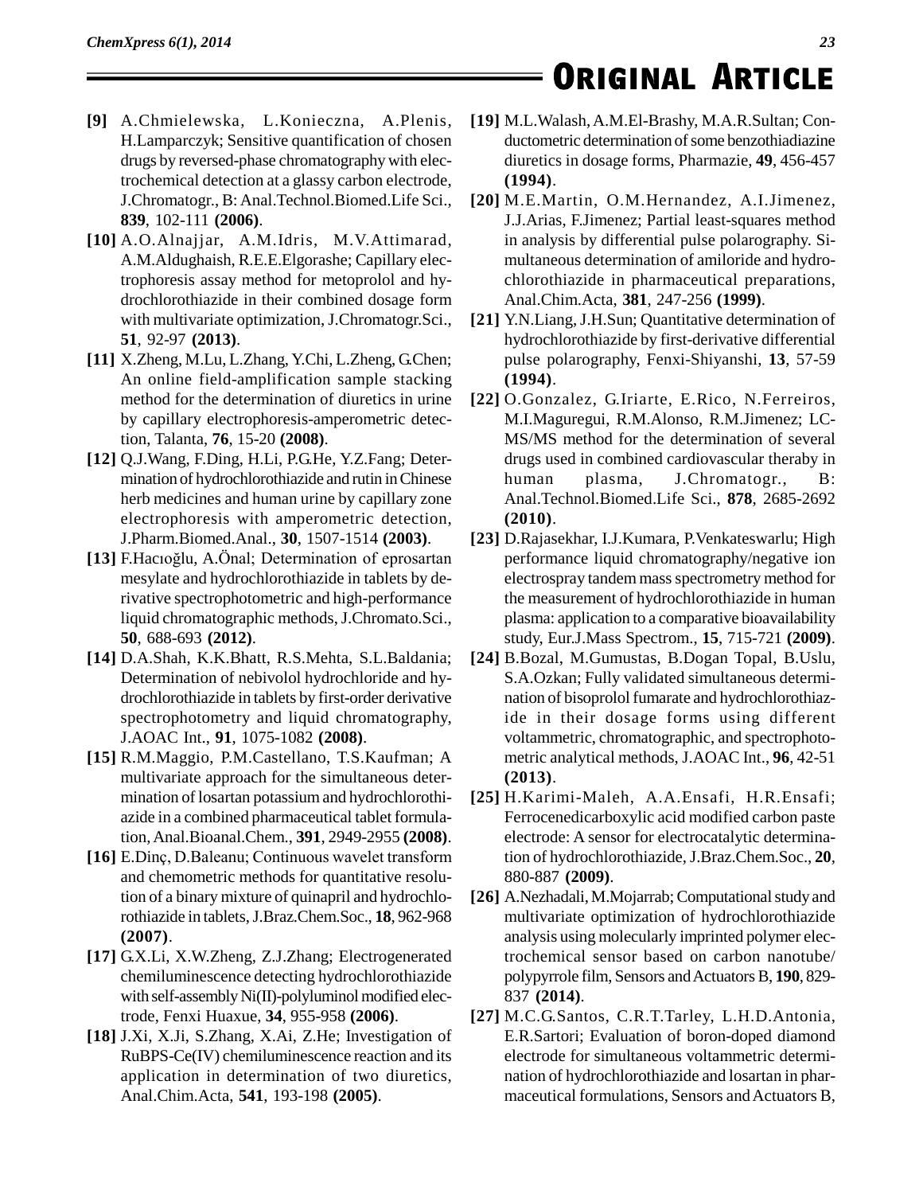**[9]** A.Chmielewska, L.Konieczna, A.Plenis, H.Lamparczyk; Sensitive quantification of chosen drugs by reversed-phase chromatography with electrochemical detection at a glassy carbon electrode, J.Chromatogr., B: Anal.Technol.Biomed.Life Sci., **839**, 102-111 **(2006)**.

**[10]** A.O.Alnajjar, A.M.Idris, M.V.Attimarad, A.M.Aldughaish, R.E.E.Elgorashe; Capillary electrophoresis assay method for metoprolol and hydrochlorothiazide in their combined dosage form with multivariate optimization, J.Chromatogr.Sci., **51**, 92-97 **(2013)**.

**[11]** X.Zheng, M.Lu, L.Zhang, Y.Chi, L.Zheng, G.Chen; An online field-amplification sample stacking method for the determination of diuretics in urine by capillary electrophoresis-amperometric detection, Talanta, **76**, 15-20 **(2008)**.

**[12]** Q.J.Wang, F.Ding, H.Li, P.G.He, Y.Z.Fang; Determination of hydrochlorothiazide and rutin in Chinese herb medicines and human urine by capillary zone electrophoresis with amperometric detection, J.Pharm.Biomed.Anal., **30**, 1507-1514 **(2003)**.

**[13]** F.Hacıoğlu, A.Önal; Determination of eprosartan mesylate and hydrochlorothiazide in tablets by derivative spectrophotometric and high-performance liquid chromatographic methods, J.Chromato.Sci., **50**, 688-693 **(2012)**.

**[14]** D.A.Shah, K.K.Bhatt, R.S.Mehta, S.L.Baldania; Determination of nebivolol hydrochloride and hydrochlorothiazide in tablets by first-order derivative spectrophotometry and liquid chromatography, J.AOAC Int., **91**, 1075-1082 **(2008)**.

**[15]** R.M.Maggio, P.M.Castellano, T.S.Kaufman; A multivariate approach for the simultaneous determination of losartan potassium and hydrochlorothiazide in a combined pharmaceutical tablet formulation, Anal.Bioanal.Chem., **391**, 2949-2955 **(2008)**.

**[16]** E.Dinç, D.Baleanu; Continuous wavelet transform and chemometric methods for quantitative resolution of a binary mixture of quinapril and hydrochlorothiazide in tablets, J.Braz.Chem.Soc., **18**, 962-968 **(2007)**.

**[17]** G.X.Li, X.W.Zheng, Z.J.Zhang; Electrogenerated chemiluminescence detecting hydrochlorothiazide with self-assembly Ni(II)-polyluminol modified electrode, Fenxi Huaxue, **34**, 955-958 **(2006)**.

**[18]** J.Xi, X.Ji, S.Zhang, X.Ai, Z.He; Investigation of RuBPS-Ce(IV) chemiluminescence reaction and its application in determination of two diuretics, Anal.Chim.Acta, **541**, 193-198 **(2005)**.

**[19]** M.L.Walash, A.M.El-Brashy, M.A.R.Sultan; Conductometric determination of some benzothiadiazine diuretics in dosage forms, Pharmazie, **49**, 456-457 **(1994)**.

**[20]** M.E.Martin, O.M.Hernandez, A.I.Jimenez, J.J.Arias, F.Jimenez; Partial least-squares method in analysis by differential pulse polarography. Simultaneous determination of amiloride and hydrochlorothiazide in pharmaceutical preparations, Anal.Chim.Acta, **381**, 247-256 **(1999)**.

**[21]** Y.N.Liang, J.H.Sun; Quantitative determination of hydrochlorothiazide by first-derivative differential pulse polarography, Fenxi-Shiyanshi, **13**, 57-59 **(1994)**.

**[22]** O.Gonzalez, G.Iriarte, E.Rico, N.Ferreiros, M.I.Maguregui, R.M.Alonso, R.M.Jimenez; LC-MS/MS method for the determination of several drugs used in combined cardiovascular theraby in human plasma, J.Chromatogr., B: Anal.Technol.Biomed.Life Sci., **878**, 2685-2692 **(2010)**.

**[23]** D.Rajasekhar, I.J.Kumara, P.Venkateswarlu; High performance liquid chromatography/negative ion electrospray tandem mass spectrometry method for the measurement of hydrochlorothiazide in human plasma: application to a comparative bioavailability study, Eur.J.Mass Spectrom., **15**, 715-721 **(2009)**.

**[24]** B.Bozal, M.Gumustas, B.Dogan Topal, B.Uslu, S.A.Ozkan; Fully validated simultaneous determination of bisoprolol fumarate and hydrochlorothiazide in their dosage forms using different voltammetric, chromatographic, and spectrophotometric analytical methods, J.AOAC Int., **96**, 42-51 **(2013)**.

**[25]** H.Karimi-Maleh, A.A.Ensafi, H.R.Ensafi; Ferrocenedicarboxylic acid modified carbon paste electrode: A sensor for electrocatalytic determination of hydrochlorothiazide, J.Braz.Chem.Soc., **20**, 880-887 **(2009)**.

**[26]** A.Nezhadali, M.Mojarrab; Computational study and multivariate optimization of hydrochlorothiazide analysis using molecularly imprinted polymer electrochemical sensor based on carbon nanotube/ polypyrrole film, Sensors and Actuators B, **190**, 829-837 **(2014)**.

**[27]** M.C.G.Santos, C.R.T.Tarley, L.H.D.Antonia, E.R.Sartori; Evaluation of boron-doped diamond electrode for simultaneous voltammetric determination of hydrochlorothiazide and losartan in pharmaceutical formulations, Sensors and Actuators B,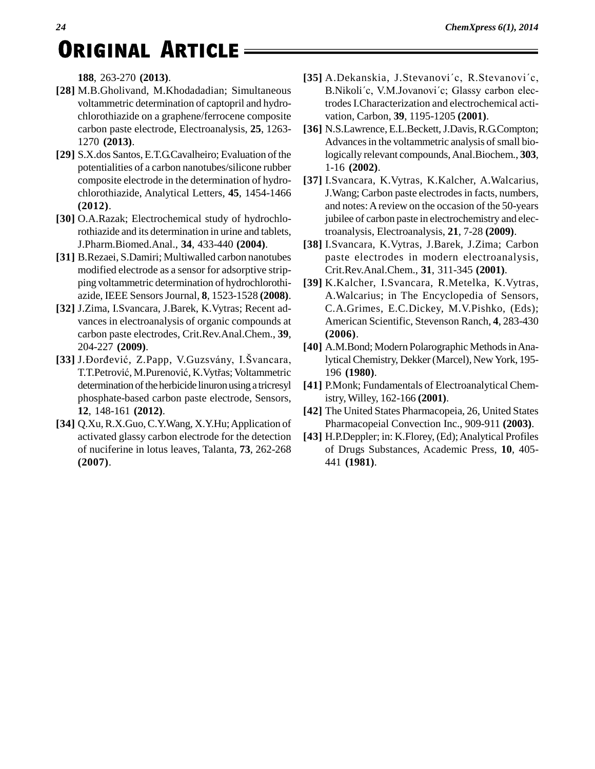**188**, 263-270 **(2013)**.

**[28]** M.B.Gholivand, M.Khodadadian; Simultaneous voltammetric determination of captopril and hydrochlorothiazide on a graphene/ferrocene composite carbon paste electrode, Electroanalysis, **25**, 1263-1270 **(2013)**.

**[29]** S.X.dos Santos, E.T.G.Cavalheiro; Evaluation of the potentialities of a carbon nanotubes/silicone rubber composite electrode in the determination of hydrochlorothiazide, Analytical Letters, **45**, 1454-1466 **(2012)**.

**[30]** O.A.Razak; Electrochemical study of hydrochlorothiazide and its determination in urine and tablets, J.Pharm.Biomed.Anal., **34**, 433-440 **(2004)**.

**[31]** B.Rezaei, S.Damiri; Multiwalled carbon nanotubes modified electrode as a sensor for adsorptive stripping voltammetric determination of hydrochlorothiazide, IEEE Sensors Journal, **8**, 1523-1528 **(2008)**.

**[32]** J.Zima, I.Svancara, J.Barek, K.Vytras; Recent advances in electroanalysis of organic compounds at carbon paste electrodes, Crit.Rev.Anal.Chem., **39**, 204-227 **(2009)**.

**[33]** J.Đorđević, Z.Papp, V.Guzsvány, I.Švancara, T.T.Petrović, M.Purenović, K.Vytřas; Voltammetric determination of the herbicide linuron using a tricresyl phosphate-based carbon paste electrode, Sensors, **12**, 148-161 **(2012)**.

**[34]** Q.Xu, R.X.Guo, C.Y.Wang, X.Y.Hu; Application of activated glassy carbon electrode for the detection of nuciferine in lotus leaves, Talanta, **73**, 262-268 **(2007)**.

**[35]** A.Dekanskia, J.Stevanovi´c, R.Stevanovi´c, B.Nikoli´c, V.M.Jovanovi´c; Glassy carbon electrodes I.Characterization and electrochemical activation, Carbon, **39**, 1195-1205 **(2001)**.

**[36]** N.S.Lawrence, E.L.Beckett, J.Davis, R.G.Compton; Advances in the voltammetric analysis of small biologically relevant compounds, Anal.Biochem., **303**, 1-16 **(2002)**.

**[37]** I.Svancara, K.Vytras, K.Kalcher, A.Walcarius, J.Wang; Carbon paste electrodes in facts, numbers, and notes: A review on the occasion of the 50-years jubilee of carbon paste in electrochemistry and electroanalysis, Electroanalysis, **21**, 7-28 **(2009)**.

**[38]** I.Svancara, K.Vytras, J.Barek, J.Zima; Carbon paste electrodes in modern electroanalysis, Crit.Rev.Anal.Chem., **31**, 311-345 **(2001)**.

**[39]** K.Kalcher, I.Svancara, R.Metelka, K.Vytras, A.Walcarius; in The Encyclopedia of Sensors, C.A.Grimes, E.C.Dickey, M.V.Pishko, (Eds); American Scientific, Stevenson Ranch, **4**, 283-430 **(2006)**.

**[40]** A.M.Bond; Modern Polarographic Methods in Analytical Chemistry, Dekker (Marcel), New York, 195-196 **(1980)**.

**[41]** P.Monk; Fundamentals of Electroanalytical Chemistry, Willey, 162-166 **(2001)**.

**[42]** The United States Pharmacopeia, 26, United States Pharmacopeial Convection Inc., 909-911 **(2003)**.

**[43]** H.P.Deppler; in: K.Florey, (Ed); Analytical Profiles of Drugs Substances, Academic Press, **10**, 405-441 **(1981)**.